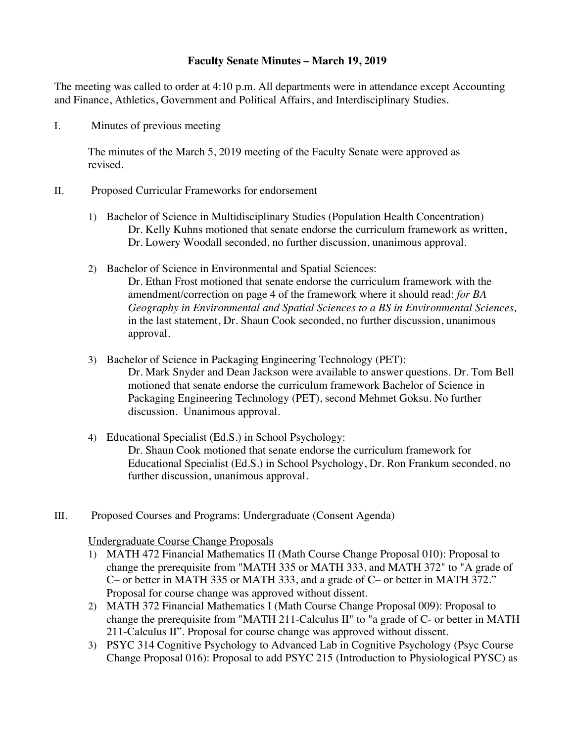# Faculty Senate Minutes – March 19, 2019

The meeting was called to order at 4:10 p.m. All departments were in attendance except Accounting and Finance, Athletics, Government and Political Affairs, and Interdisciplinary Studies.

I. Minutes of previous meeting

The minutes of the March 5, 2019 meeting of the Faculty Senate were approved as revised.

II. Proposed Curricular Frameworks for endorsement

1) Bachelor of Science in Multidisciplinary Studies (Population Health Concentration)
   Dr. Kelly Kuhns motioned that senate endorse the curriculum framework as written, Dr. Lowery Woodall seconded, no further discussion, unanimous approval.

2) Bachelor of Science in Environmental and Spatial Sciences:
   Dr. Ethan Frost motioned that senate endorse the curriculum framework with the amendment/correction on page 4 of the framework where it should read: *for BA Geography in Environmental and Spatial Sciences to a BS in Environmental Sciences,* in the last statement, Dr. Shaun Cook seconded, no further discussion, unanimous approval.

3) Bachelor of Science in Packaging Engineering Technology (PET):
   Dr. Mark Snyder and Dean Jackson were available to answer questions. Dr. Tom Bell motioned that senate endorse the curriculum framework Bachelor of Science in Packaging Engineering Technology (PET), second Mehmet Goksu. No further discussion. Unanimous approval.

4) Educational Specialist (Ed.S.) in School Psychology:
   Dr. Shaun Cook motioned that senate endorse the curriculum framework for Educational Specialist (Ed.S.) in School Psychology, Dr. Ron Frankum seconded, no further discussion, unanimous approval.

III. Proposed Courses and Programs: Undergraduate (Consent Agenda)

<u>Undergraduate Course Change Proposals</u>

1) MATH 472 Financial Mathematics II (Math Course Change Proposal 010): Proposal to change the prerequisite from "MATH 335 or MATH 333, and MATH 372" to "A grade of C– or better in MATH 335 or MATH 333, and a grade of C– or better in MATH 372." Proposal for course change was approved without dissent.
2) MATH 372 Financial Mathematics I (Math Course Change Proposal 009): Proposal to change the prerequisite from "MATH 211-Calculus II" to "a grade of C- or better in MATH 211-Calculus II". Proposal for course change was approved without dissent.
3) PSYC 314 Cognitive Psychology to Advanced Lab in Cognitive Psychology (Psyc Course Change Proposal 016): Proposal to add PSYC 215 (Introduction to Physiological PYSC) as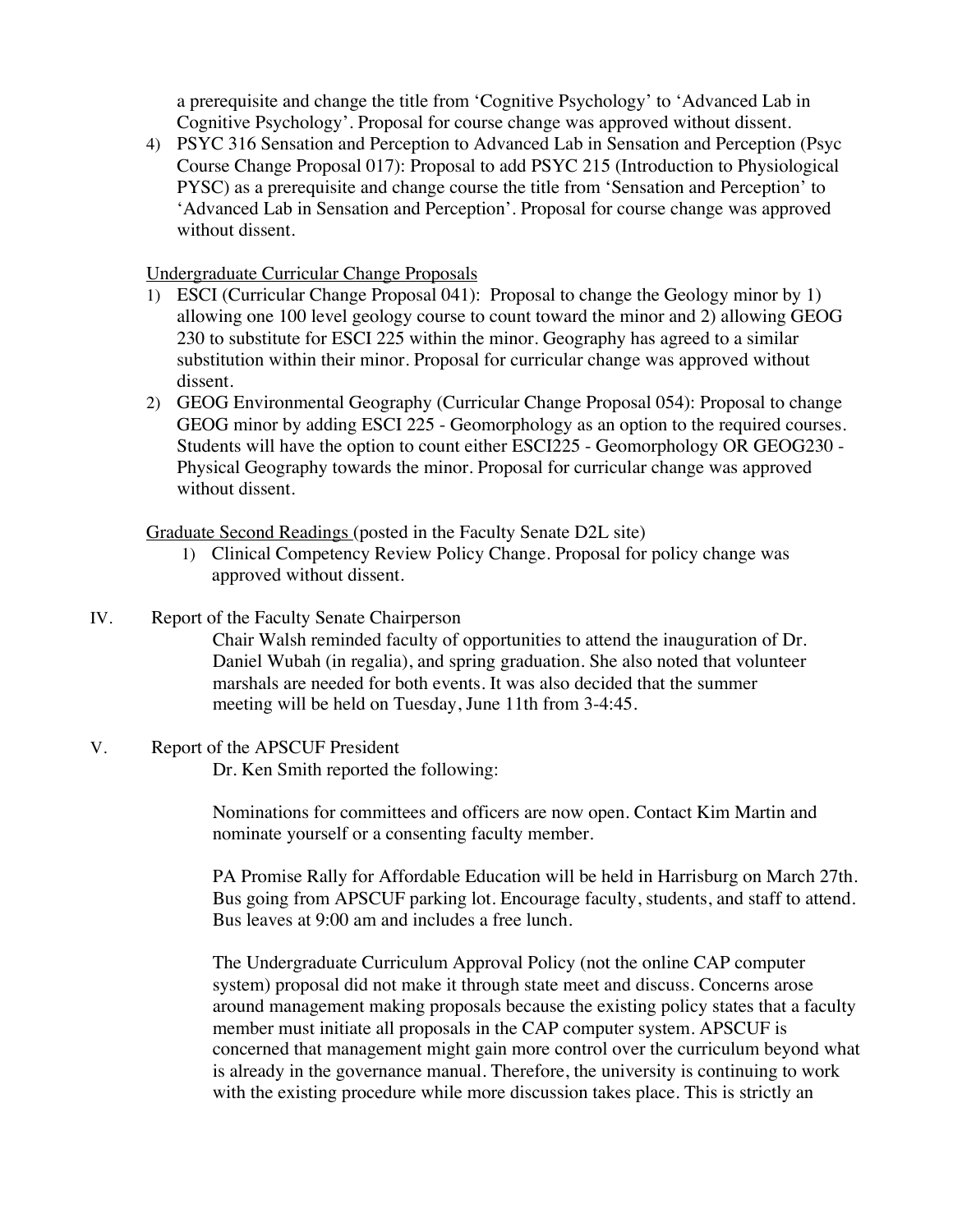a prerequisite and change the title from 'Cognitive Psychology' to 'Advanced Lab in Cognitive Psychology'. Proposal for course change was approved without dissent.

4) PSYC 316 Sensation and Perception to Advanced Lab in Sensation and Perception (Psyc Course Change Proposal 017): Proposal to add PSYC 215 (Introduction to Physiological PYSC) as a prerequisite and change course the title from 'Sensation and Perception' to 'Advanced Lab in Sensation and Perception'. Proposal for course change was approved without dissent.

<u>Undergraduate Curricular Change Proposals</u>

1) ESCI (Curricular Change Proposal 041): Proposal to change the Geology minor by 1) allowing one 100 level geology course to count toward the minor and 2) allowing GEOG 230 to substitute for ESCI 225 within the minor. Geography has agreed to a similar substitution within their minor. Proposal for curricular change was approved without dissent.
2) GEOG Environmental Geography (Curricular Change Proposal 054): Proposal to change GEOG minor by adding ESCI 225 - Geomorphology as an option to the required courses. Students will have the option to count either ESCI225 - Geomorphology OR GEOG230 - Physical Geography towards the minor. Proposal for curricular change was approved without dissent.

<u>Graduate Second Readings</u> (posted in the Faculty Senate D2L site)

1) Clinical Competency Review Policy Change. Proposal for policy change was approved without dissent.

IV. Report of the Faculty Senate Chairperson

Chair Walsh reminded faculty of opportunities to attend the inauguration of Dr. Daniel Wubah (in regalia), and spring graduation. She also noted that volunteer marshals are needed for both events. It was also decided that the summer meeting will be held on Tuesday, June 11th from 3-4:45.

V. Report of the APSCUF President

Dr. Ken Smith reported the following:

Nominations for committees and officers are now open. Contact Kim Martin and nominate yourself or a consenting faculty member.

PA Promise Rally for Affordable Education will be held in Harrisburg on March 27th. Bus going from APSCUF parking lot. Encourage faculty, students, and staff to attend. Bus leaves at 9:00 am and includes a free lunch.

The Undergraduate Curriculum Approval Policy (not the online CAP computer system) proposal did not make it through state meet and discuss. Concerns arose around management making proposals because the existing policy states that a faculty member must initiate all proposals in the CAP computer system. APSCUF is concerned that management might gain more control over the curriculum beyond what is already in the governance manual. Therefore, the university is continuing to work with the existing procedure while more discussion takes place. This is strictly an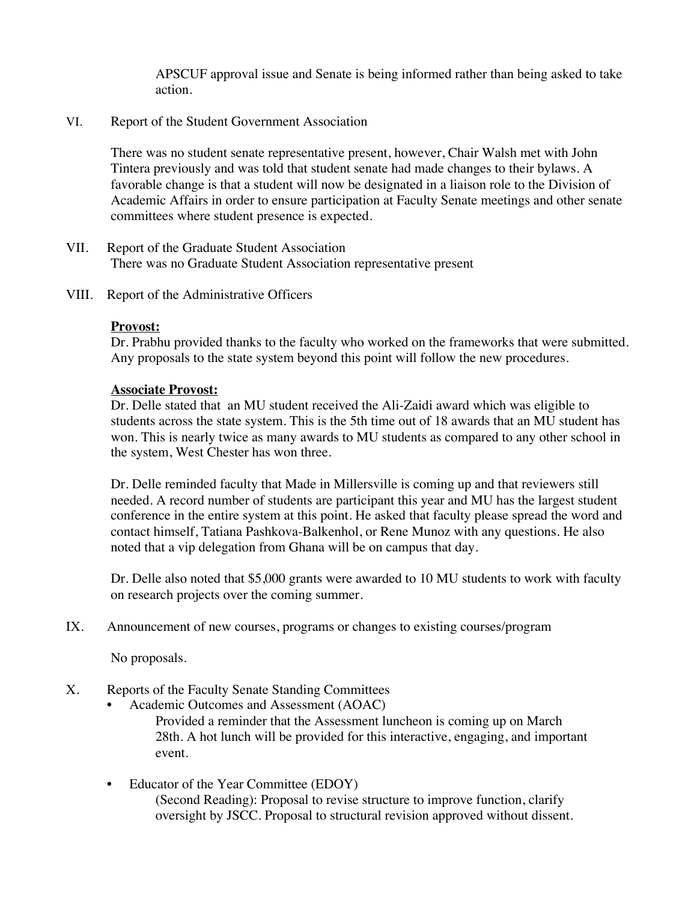APSCUF approval issue and Senate is being informed rather than being asked to take action.

VI. Report of the Student Government Association

There was no student senate representative present, however, Chair Walsh met with John Tintera previously and was told that student senate had made changes to their bylaws. A favorable change is that a student will now be designated in a liaison role to the Division of Academic Affairs in order to ensure participation at Faculty Senate meetings and other senate committees where student presence is expected.

VII. Report of the Graduate Student Association

There was no Graduate Student Association representative present

VIII. Report of the Administrative Officers

**Provost:**

Dr. Prabhu provided thanks to the faculty who worked on the frameworks that were submitted. Any proposals to the state system beyond this point will follow the new procedures.

**Associate Provost:**

Dr. Delle stated that an MU student received the Ali-Zaidi award which was eligible to students across the state system. This is the 5th time out of 18 awards that an MU student has won. This is nearly twice as many awards to MU students as compared to any other school in the system, West Chester has won three.

Dr. Delle reminded faculty that Made in Millersville is coming up and that reviewers still needed. A record number of students are participant this year and MU has the largest student conference in the entire system at this point. He asked that faculty please spread the word and contact himself, Tatiana Pashkova-Balkenhol, or Rene Munoz with any questions. He also noted that a vip delegation from Ghana will be on campus that day.

Dr. Delle also noted that $5,000 grants were awarded to 10 MU students to work with faculty on research projects over the coming summer.

IX. Announcement of new courses, programs or changes to existing courses/program

No proposals.

X. Reports of the Faculty Senate Standing Committees

- Academic Outcomes and Assessment (AOAC)

  Provided a reminder that the Assessment luncheon is coming up on March 28th. A hot lunch will be provided for this interactive, engaging, and important event.

- Educator of the Year Committee (EDOY)

  (Second Reading): Proposal to revise structure to improve function, clarify oversight by JSCC. Proposal to structural revision approved without dissent.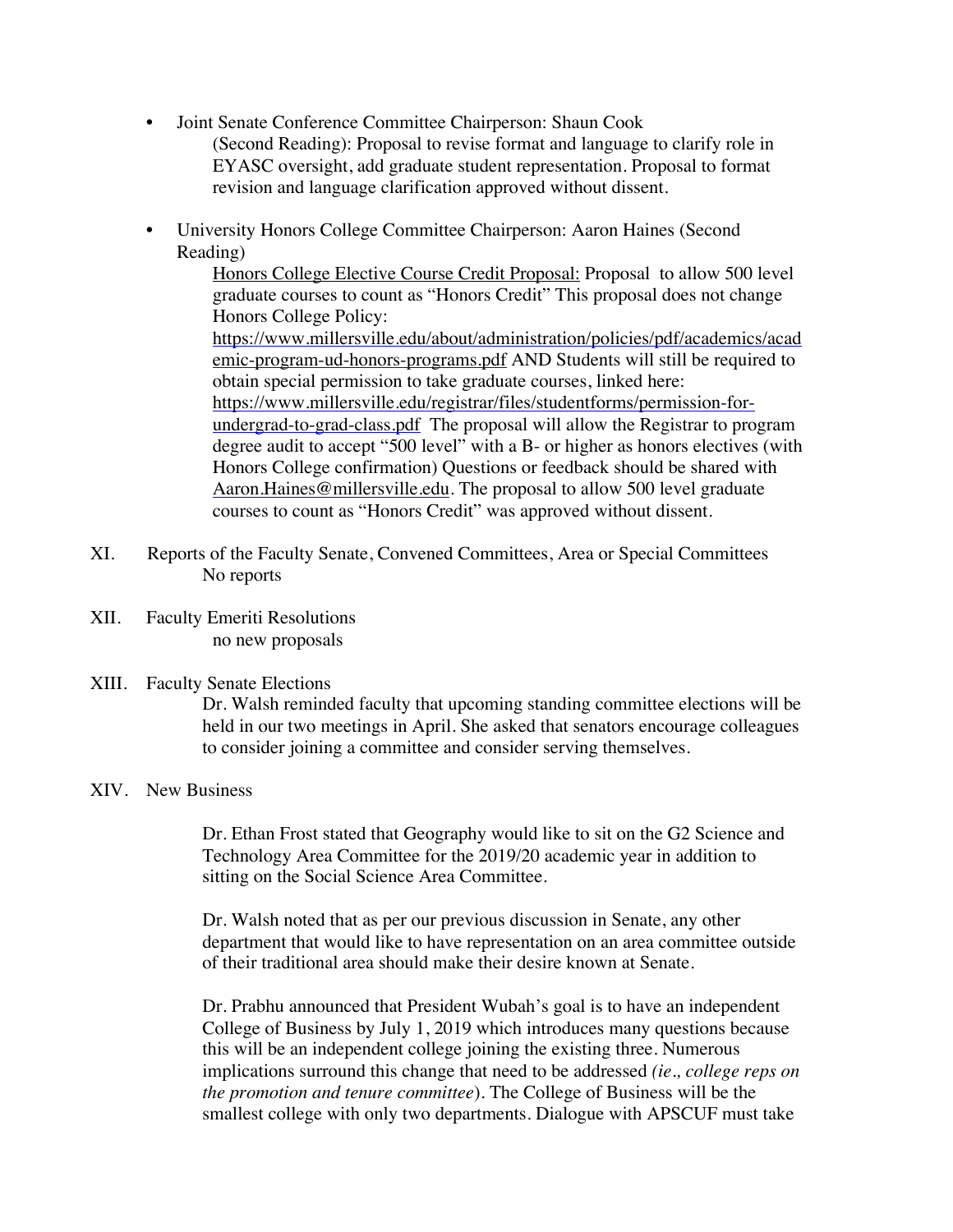- Joint Senate Conference Committee Chairperson: Shaun Cook
  (Second Reading): Proposal to revise format and language to clarify role in EYASC oversight, add graduate student representation. Proposal to format revision and language clarification approved without dissent.

- University Honors College Committee Chairperson: Aaron Haines (Second Reading)
  Honors College Elective Course Credit Proposal: Proposal to allow 500 level graduate courses to count as "Honors Credit" This proposal does not change Honors College Policy: https://www.millersville.edu/about/administration/policies/pdf/academics/academic-program-ud-honors-programs.pdf AND Students will still be required to obtain special permission to take graduate courses, linked here: https://www.millersville.edu/registrar/files/studentforms/permission-for-undergrad-to-grad-class.pdf The proposal will allow the Registrar to program degree audit to accept "500 level" with a B- or higher as honors electives (with Honors College confirmation) Questions or feedback should be shared with Aaron.Haines@millersville.edu. The proposal to allow 500 level graduate courses to count as "Honors Credit" was approved without dissent.

XI. Reports of the Faculty Senate, Convened Committees, Area or Special Committees
No reports

XII. Faculty Emeriti Resolutions
no new proposals

XIII. Faculty Senate Elections
Dr. Walsh reminded faculty that upcoming standing committee elections will be held in our two meetings in April. She asked that senators encourage colleagues to consider joining a committee and consider serving themselves.

XIV. New Business

Dr. Ethan Frost stated that Geography would like to sit on the G2 Science and Technology Area Committee for the 2019/20 academic year in addition to sitting on the Social Science Area Committee.

Dr. Walsh noted that as per our previous discussion in Senate, any other department that would like to have representation on an area committee outside of their traditional area should make their desire known at Senate.

Dr. Prabhu announced that President Wubah's goal is to have an independent College of Business by July 1, 2019 which introduces many questions because this will be an independent college joining the existing three. Numerous implications surround this change that need to be addressed *(ie., college reps on the promotion and tenure committee*). The College of Business will be the smallest college with only two departments. Dialogue with APSCUF must take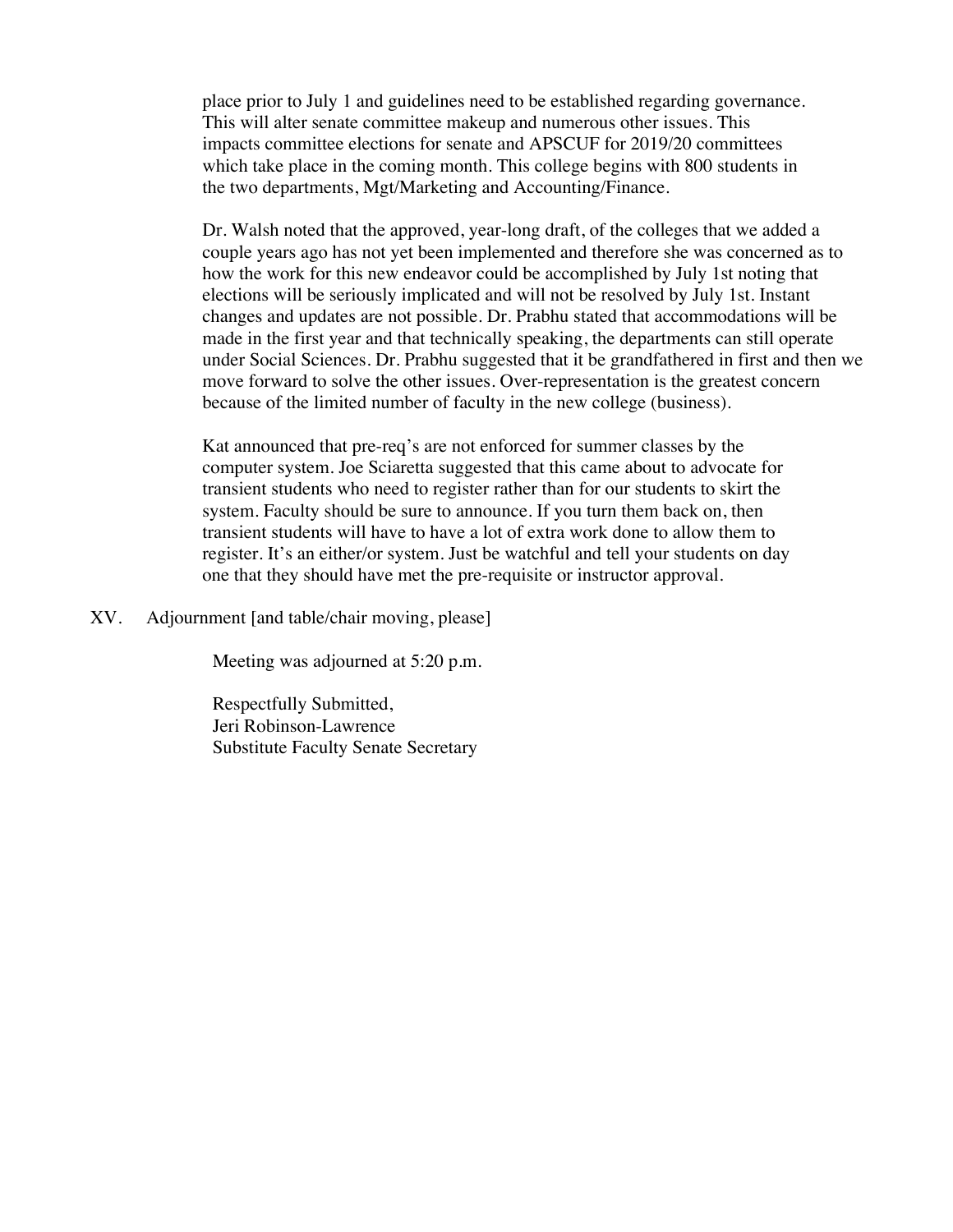place prior to July 1 and guidelines need to be established regarding governance. This will alter senate committee makeup and numerous other issues. This impacts committee elections for senate and APSCUF for 2019/20 committees which take place in the coming month. This college begins with 800 students in the two departments, Mgt/Marketing and Accounting/Finance.

Dr. Walsh noted that the approved, year-long draft, of the colleges that we added a couple years ago has not yet been implemented and therefore she was concerned as to how the work for this new endeavor could be accomplished by July 1st noting that elections will be seriously implicated and will not be resolved by July 1st. Instant changes and updates are not possible. Dr. Prabhu stated that accommodations will be made in the first year and that technically speaking, the departments can still operate under Social Sciences. Dr. Prabhu suggested that it be grandfathered in first and then we move forward to solve the other issues. Over-representation is the greatest concern because of the limited number of faculty in the new college (business).

Kat announced that pre-req's are not enforced for summer classes by the computer system. Joe Sciaretta suggested that this came about to advocate for transient students who need to register rather than for our students to skirt the system. Faculty should be sure to announce. If you turn them back on, then transient students will have to have a lot of extra work done to allow them to register. It's an either/or system. Just be watchful and tell your students on day one that they should have met the pre-requisite or instructor approval.

XV. Adjournment [and table/chair moving, please]

Meeting was adjourned at 5:20 p.m.

Respectfully Submitted,
Jeri Robinson-Lawrence
Substitute Faculty Senate Secretary